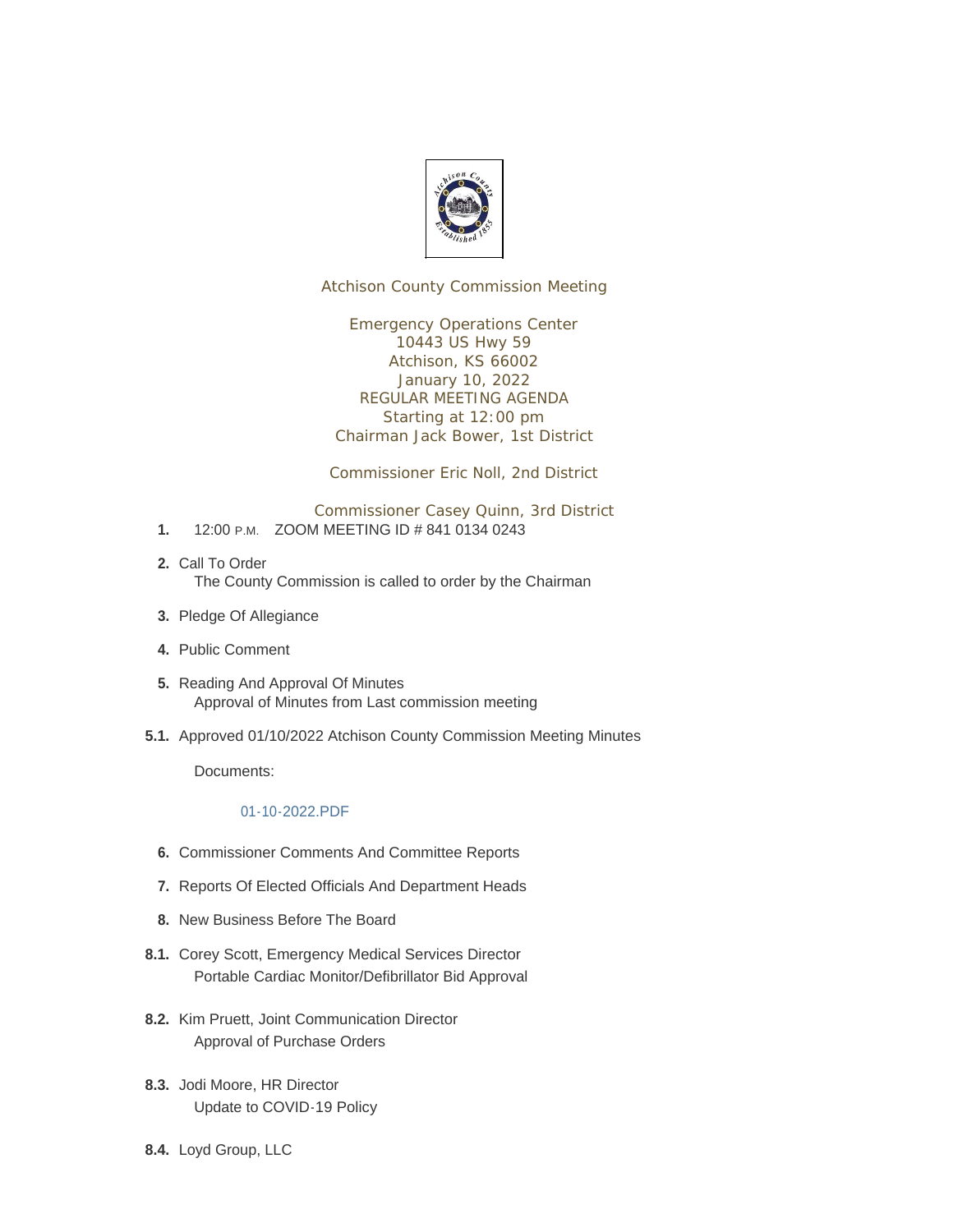Atchison County Commission Meeting

Emergency Operations Center
10443 US Hwy 59
Atchison, KS 66002
January 10, 2022
REGULAR MEETING AGENDA
Starting at 12:00 pm
Chairman Jack Bower, 1st District

Commissioner Eric Noll, 2nd District

Commissioner Casey Quinn, 3rd District

**1.** 12:00 P.M. ZOOM MEETING ID # 841 0134 0243

**2.** Call To Order
The County Commission is called to order by the Chairman

**3.** Pledge Of Allegiance

**4.** Public Comment

**5.** Reading And Approval Of Minutes
Approval of Minutes from Last commission meeting

**5.1.** Approved 01/10/2022 Atchison County Commission Meeting Minutes

Documents:

01-10-2022.PDF

**6.** Commissioner Comments And Committee Reports

**7.** Reports Of Elected Officials And Department Heads

**8.** New Business Before The Board

**8.1.** Corey Scott, Emergency Medical Services Director
Portable Cardiac Monitor/Defibrillator Bid Approval

**8.2.** Kim Pruett, Joint Communication Director
Approval of Purchase Orders

**8.3.** Jodi Moore, HR Director
Update to COVID-19 Policy

**8.4.** Loyd Group, LLC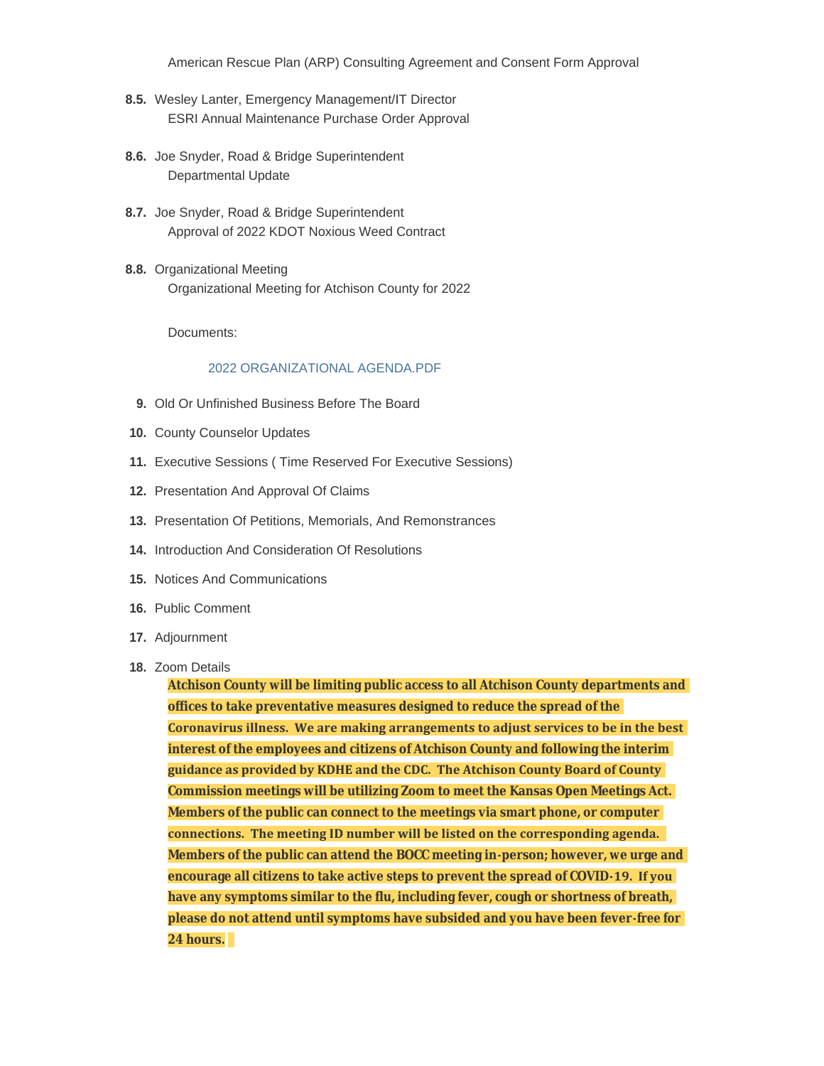American Rescue Plan (ARP) Consulting Agreement and Consent Form Approval

**8.5.** Wesley Lanter, Emergency Management/IT Director
ESRI Annual Maintenance Purchase Order Approval

**8.6.** Joe Snyder, Road & Bridge Superintendent
Departmental Update

**8.7.** Joe Snyder, Road & Bridge Superintendent
Approval of 2022 KDOT Noxious Weed Contract

**8.8.** Organizational Meeting
Organizational Meeting for Atchison County for 2022

Documents:

2022 ORGANIZATIONAL AGENDA.PDF

**9.** Old Or Unfinished Business Before The Board

**10.** County Counselor Updates

**11.** Executive Sessions ( Time Reserved For Executive Sessions)

**12.** Presentation And Approval Of Claims

**13.** Presentation Of Petitions, Memorials, And Remonstrances

**14.** Introduction And Consideration Of Resolutions

**15.** Notices And Communications

**16.** Public Comment

**17.** Adjournment

**18.** Zoom Details

**Atchison County will be limiting public access to all Atchison County departments and offices to take preventative measures designed to reduce the spread of the Coronavirus illness. We are making arrangements to adjust services to be in the best interest of the employees and citizens of Atchison County and following the interim guidance as provided by KDHE and the CDC. The Atchison County Board of County Commission meetings will be utilizing Zoom to meet the Kansas Open Meetings Act. Members of the public can connect to the meetings via smart phone, or computer connections. The meeting ID number will be listed on the corresponding agenda. Members of the public can attend the BOCC meeting in-person; however, we urge and encourage all citizens to take active steps to prevent the spread of COVID-19. If you have any symptoms similar to the flu, including fever, cough or shortness of breath, please do not attend until symptoms have subsided and you have been fever-free for 24 hours.**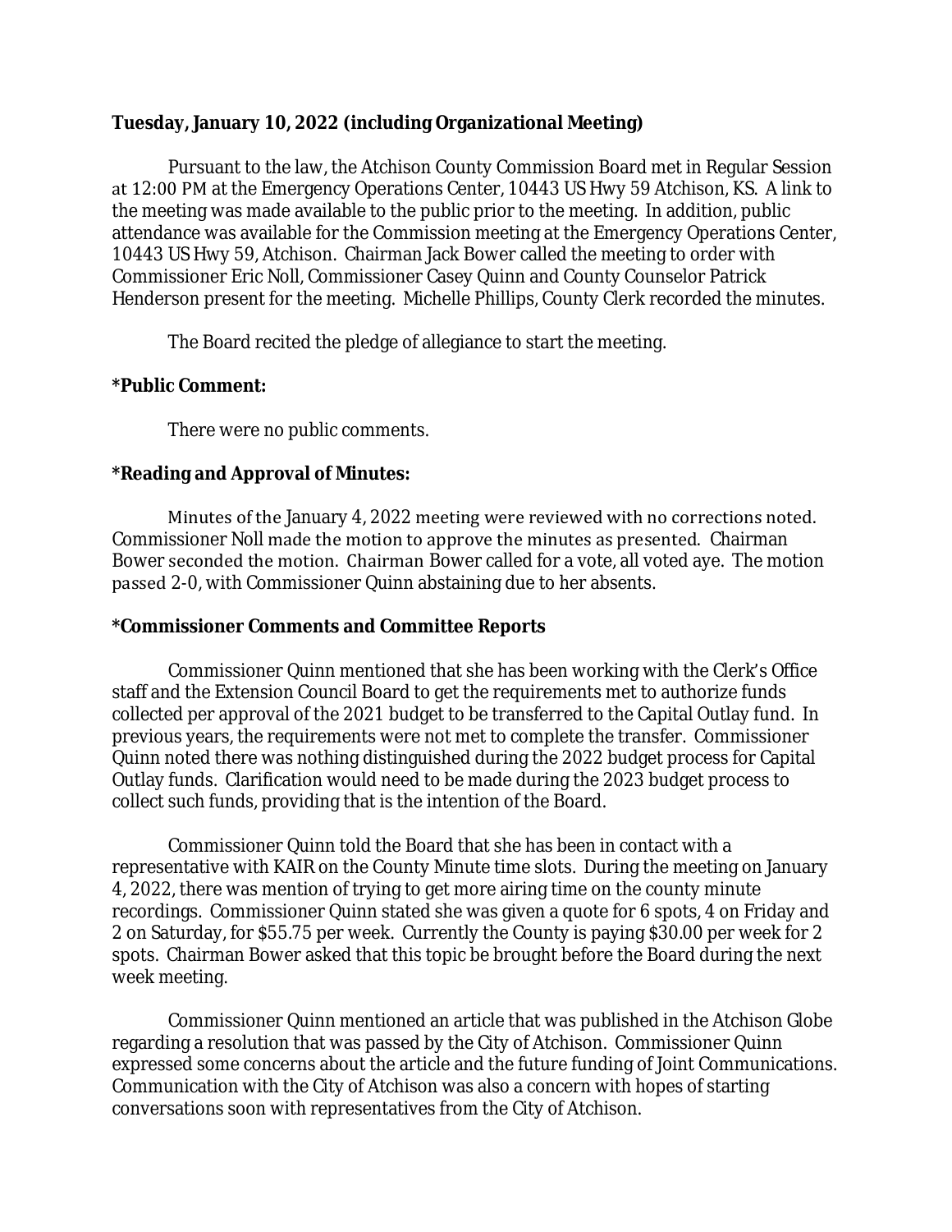**Tuesday, January 10, 2022 (including Organizational Meeting)**

Pursuant to the law, the Atchison County Commission Board met in Regular Session at 12:00 PM at the Emergency Operations Center, 10443 US Hwy 59 Atchison, KS. A link to the meeting was made available to the public prior to the meeting. In addition, public attendance was available for the Commission meeting at the Emergency Operations Center, 10443 US Hwy 59, Atchison. Chairman Jack Bower called the meeting to order with Commissioner Eric Noll, Commissioner Casey Quinn and County Counselor Patrick Henderson present for the meeting. Michelle Phillips, County Clerk recorded the minutes.

The Board recited the pledge of allegiance to start the meeting.

**\*Public Comment:**

There were no public comments.

**\*Reading and Approval of Minutes:**

Minutes of the January 4, 2022 meeting were reviewed with no corrections noted. Commissioner Noll made the motion to approve the minutes as presented. Chairman Bower seconded the motion. Chairman Bower called for a vote, all voted aye. The motion passed 2-0, with Commissioner Quinn abstaining due to her absents.

**\*Commissioner Comments and Committee Reports**

Commissioner Quinn mentioned that she has been working with the Clerk's Office staff and the Extension Council Board to get the requirements met to authorize funds collected per approval of the 2021 budget to be transferred to the Capital Outlay fund. In previous years, the requirements were not met to complete the transfer. Commissioner Quinn noted there was nothing distinguished during the 2022 budget process for Capital Outlay funds. Clarification would need to be made during the 2023 budget process to collect such funds, providing that is the intention of the Board.

Commissioner Quinn told the Board that she has been in contact with a representative with KAIR on the County Minute time slots. During the meeting on January 4, 2022, there was mention of trying to get more airing time on the county minute recordings. Commissioner Quinn stated she was given a quote for 6 spots, 4 on Friday and 2 on Saturday, for $55.75 per week. Currently the County is paying $30.00 per week for 2 spots. Chairman Bower asked that this topic be brought before the Board during the next week meeting.

Commissioner Quinn mentioned an article that was published in the Atchison Globe regarding a resolution that was passed by the City of Atchison. Commissioner Quinn expressed some concerns about the article and the future funding of Joint Communications. Communication with the City of Atchison was also a concern with hopes of starting conversations soon with representatives from the City of Atchison.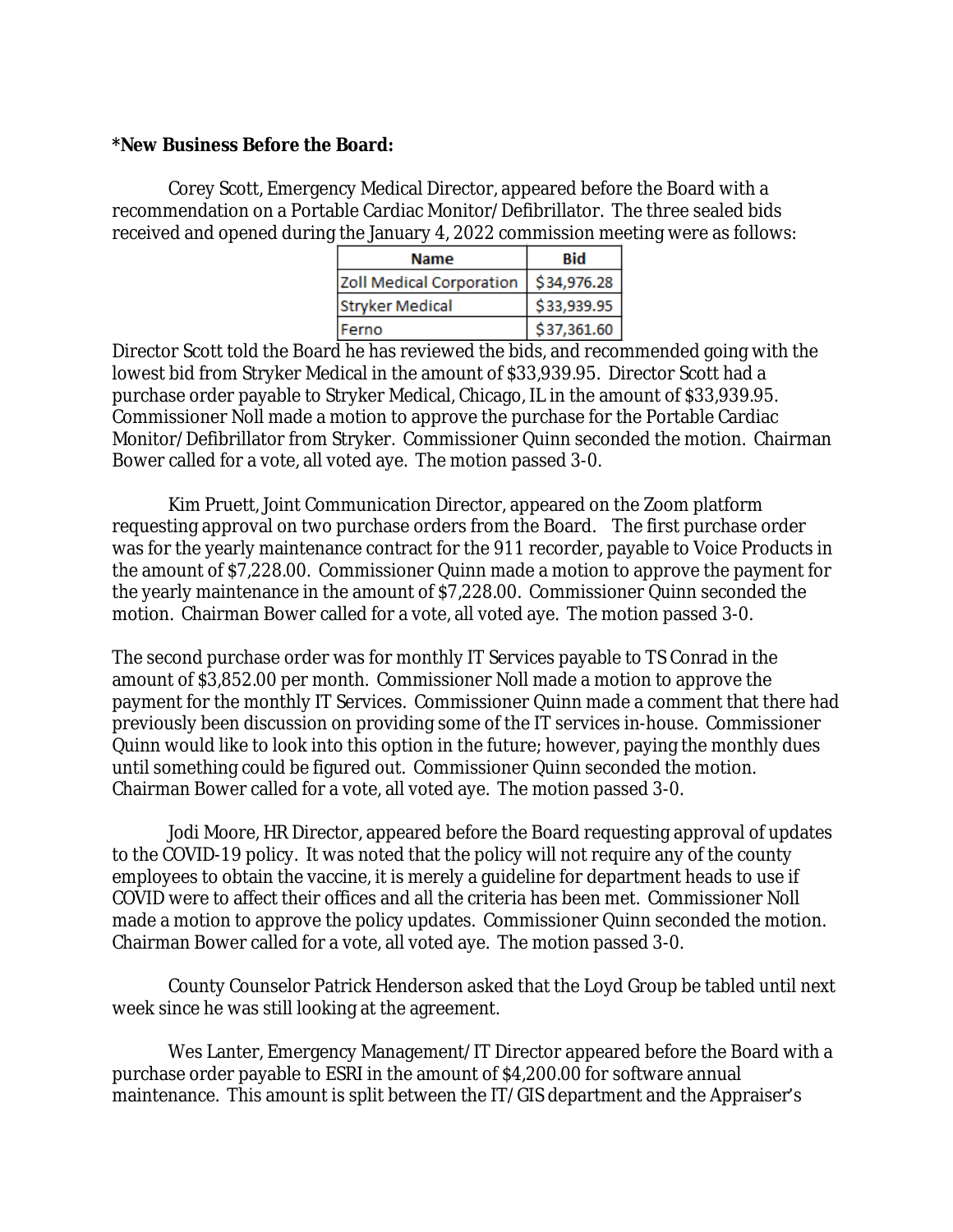**\*New Business Before the Board:**

Corey Scott, Emergency Medical Director, appeared before the Board with a recommendation on a Portable Cardiac Monitor/Defibrillator. The three sealed bids received and opened during the January 4, 2022 commission meeting were as follows:

| Name | Bid |
|---|---|
| Zoll Medical Corporation | $34,976.28 |
| Stryker Medical | $33,939.95 |
| Ferno | $37,361.60 |

Director Scott told the Board he has reviewed the bids, and recommended going with the lowest bid from Stryker Medical in the amount of $33,939.95. Director Scott had a purchase order payable to Stryker Medical, Chicago, IL in the amount of $33,939.95. Commissioner Noll made a motion to approve the purchase for the Portable Cardiac Monitor/Defibrillator from Stryker. Commissioner Quinn seconded the motion. Chairman Bower called for a vote, all voted aye. The motion passed 3-0.

Kim Pruett, Joint Communication Director, appeared on the Zoom platform requesting approval on two purchase orders from the Board. The first purchase order was for the yearly maintenance contract for the 911 recorder, payable to Voice Products in the amount of $7,228.00. Commissioner Quinn made a motion to approve the payment for the yearly maintenance in the amount of $7,228.00. Commissioner Quinn seconded the motion. Chairman Bower called for a vote, all voted aye. The motion passed 3-0.

The second purchase order was for monthly IT Services payable to TS Conrad in the amount of $3,852.00 per month. Commissioner Noll made a motion to approve the payment for the monthly IT Services. Commissioner Quinn made a comment that there had previously been discussion on providing some of the IT services in-house. Commissioner Quinn would like to look into this option in the future; however, paying the monthly dues until something could be figured out. Commissioner Quinn seconded the motion. Chairman Bower called for a vote, all voted aye. The motion passed 3-0.

Jodi Moore, HR Director, appeared before the Board requesting approval of updates to the COVID-19 policy. It was noted that the policy will not require any of the county employees to obtain the vaccine, it is merely a guideline for department heads to use if COVID were to affect their offices and all the criteria has been met. Commissioner Noll made a motion to approve the policy updates. Commissioner Quinn seconded the motion. Chairman Bower called for a vote, all voted aye. The motion passed 3-0.

County Counselor Patrick Henderson asked that the Loyd Group be tabled until next week since he was still looking at the agreement.

Wes Lanter, Emergency Management/IT Director appeared before the Board with a purchase order payable to ESRI in the amount of $4,200.00 for software annual maintenance. This amount is split between the IT/GIS department and the Appraiser's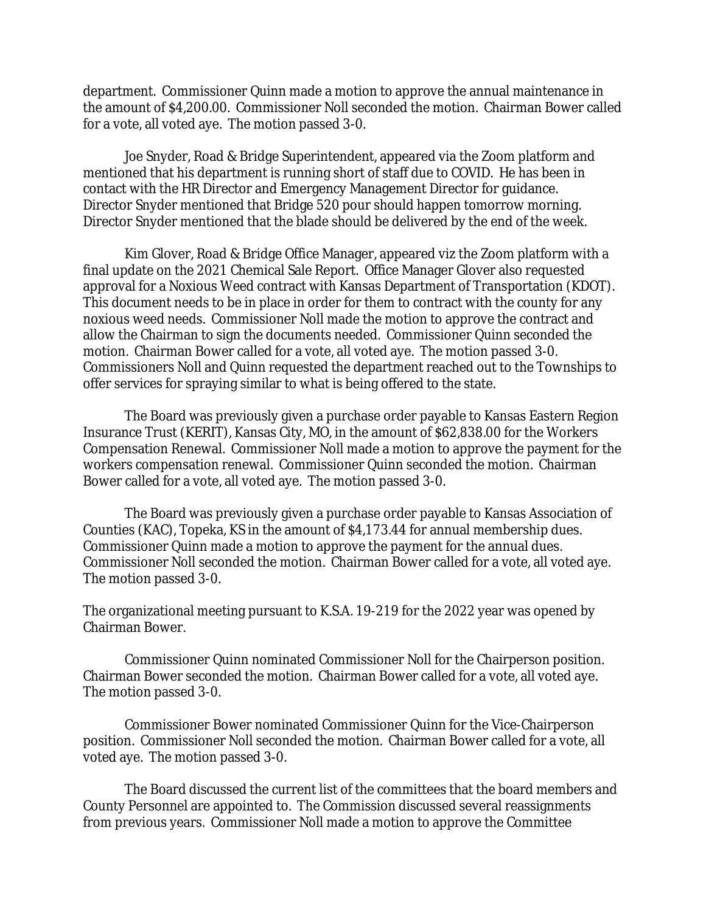department. Commissioner Quinn made a motion to approve the annual maintenance in the amount of $4,200.00. Commissioner Noll seconded the motion. Chairman Bower called for a vote, all voted aye. The motion passed 3-0.

Joe Snyder, Road & Bridge Superintendent, appeared via the Zoom platform and mentioned that his department is running short of staff due to COVID. He has been in contact with the HR Director and Emergency Management Director for guidance. Director Snyder mentioned that Bridge 520 pour should happen tomorrow morning. Director Snyder mentioned that the blade should be delivered by the end of the week.

Kim Glover, Road & Bridge Office Manager, appeared viz the Zoom platform with a final update on the 2021 Chemical Sale Report. Office Manager Glover also requested approval for a Noxious Weed contract with Kansas Department of Transportation (KDOT). This document needs to be in place in order for them to contract with the county for any noxious weed needs. Commissioner Noll made the motion to approve the contract and allow the Chairman to sign the documents needed. Commissioner Quinn seconded the motion. Chairman Bower called for a vote, all voted aye. The motion passed 3-0. Commissioners Noll and Quinn requested the department reached out to the Townships to offer services for spraying similar to what is being offered to the state.

The Board was previously given a purchase order payable to Kansas Eastern Region Insurance Trust (KERIT), Kansas City, MO, in the amount of $62,838.00 for the Workers Compensation Renewal. Commissioner Noll made a motion to approve the payment for the workers compensation renewal. Commissioner Quinn seconded the motion. Chairman Bower called for a vote, all voted aye. The motion passed 3-0.

The Board was previously given a purchase order payable to Kansas Association of Counties (KAC), Topeka, KS in the amount of $4,173.44 for annual membership dues. Commissioner Quinn made a motion to approve the payment for the annual dues. Commissioner Noll seconded the motion. Chairman Bower called for a vote, all voted aye. The motion passed 3-0.

The organizational meeting pursuant to K.S.A. 19-219 for the 2022 year was opened by Chairman Bower.

Commissioner Quinn nominated Commissioner Noll for the Chairperson position. Chairman Bower seconded the motion. Chairman Bower called for a vote, all voted aye. The motion passed 3-0.

Commissioner Bower nominated Commissioner Quinn for the Vice-Chairperson position. Commissioner Noll seconded the motion. Chairman Bower called for a vote, all voted aye. The motion passed 3-0.

The Board discussed the current list of the committees that the board members and County Personnel are appointed to. The Commission discussed several reassignments from previous years. Commissioner Noll made a motion to approve the Committee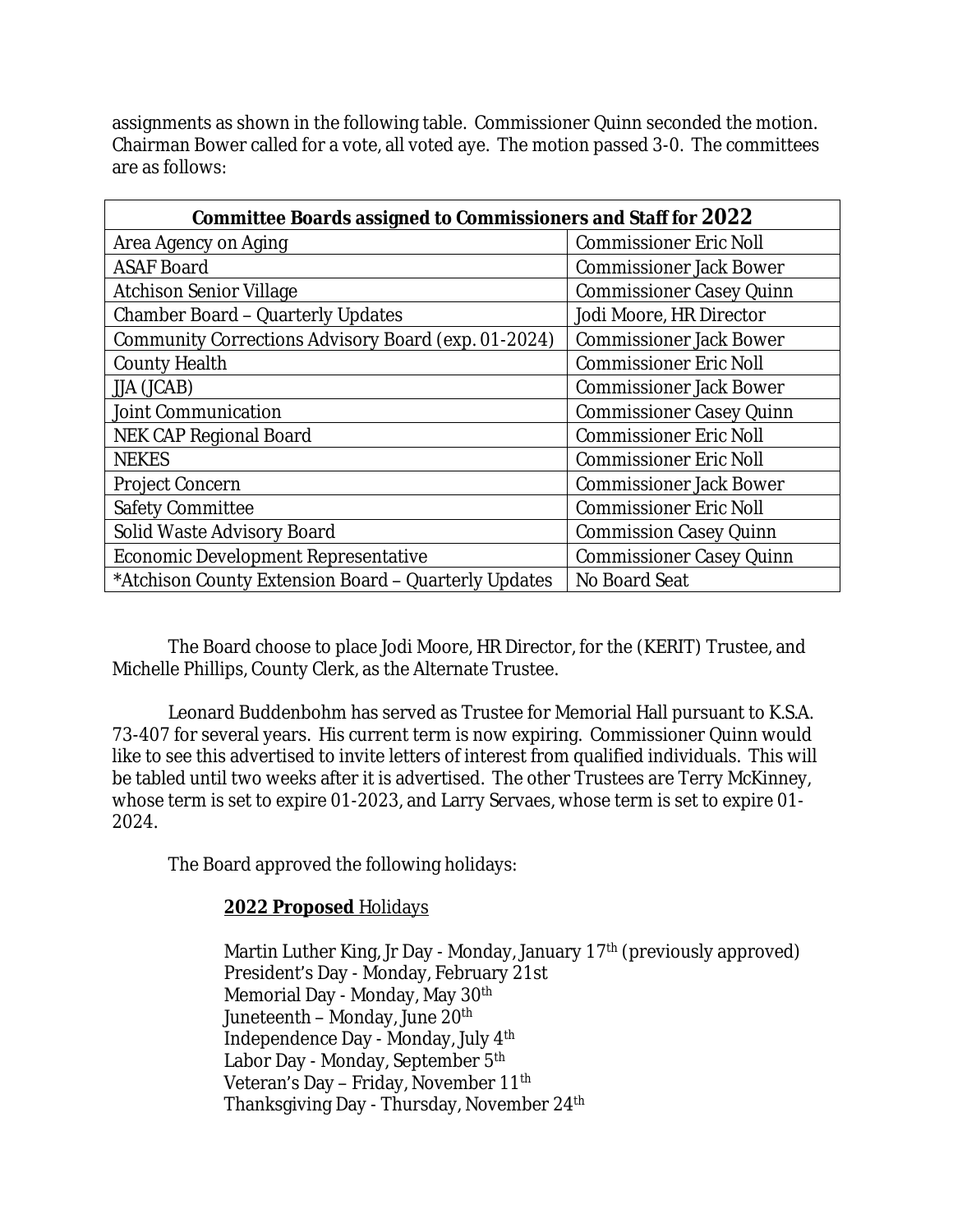assignments as shown in the following table. Commissioner Quinn seconded the motion. Chairman Bower called for a vote, all voted aye. The motion passed 3-0. The committees are as follows:

| Committee Boards assigned to Commissioners and Staff for 2022 | |
|---|---|
| Area Agency on Aging | Commissioner Eric Noll |
| ASAF Board | Commissioner Jack Bower |
| Atchison Senior Village | Commissioner Casey Quinn |
| Chamber Board – Quarterly Updates | Jodi Moore, HR Director |
| Community Corrections Advisory Board (exp. 01-2024) | Commissioner Jack Bower |
| County Health | Commissioner Eric Noll |
| JJA (JCAB) | Commissioner Jack Bower |
| Joint Communication | Commissioner Casey Quinn |
| NEK CAP Regional Board | Commissioner Eric Noll |
| NEKES | Commissioner Eric Noll |
| Project Concern | Commissioner Jack Bower |
| Safety Committee | Commissioner Eric Noll |
| Solid Waste Advisory Board | Commission Casey Quinn |
| Economic Development Representative | Commissioner Casey Quinn |
| *Atchison County Extension Board – Quarterly Updates | No Board Seat |

The Board choose to place Jodi Moore, HR Director, for the (KERIT) Trustee, and Michelle Phillips, County Clerk, as the Alternate Trustee.

Leonard Buddenbohm has served as Trustee for Memorial Hall pursuant to K.S.A. 73-407 for several years. His current term is now expiring. Commissioner Quinn would like to see this advertised to invite letters of interest from qualified individuals. This will be tabled until two weeks after it is advertised. The other Trustees are Terry McKinney, whose term is set to expire 01-2023, and Larry Servaes, whose term is set to expire 01-2024.

The Board approved the following holidays:

**2022 Proposed** Holidays

Martin Luther King, Jr Day - Monday, January 17th (previously approved)
President's Day - Monday, February 21st
Memorial Day - Monday, May 30th
Juneteenth – Monday, June 20th
Independence Day - Monday, July 4th
Labor Day - Monday, September 5th
Veteran's Day – Friday, November 11th
Thanksgiving Day - Thursday, November 24th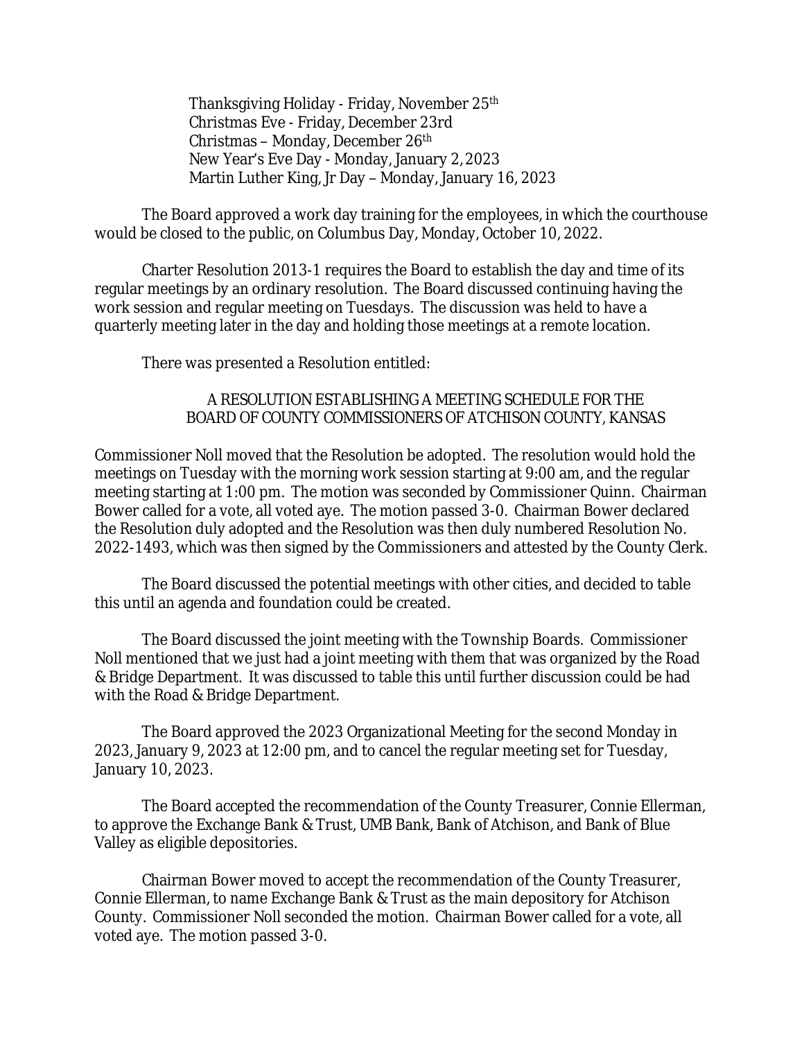Thanksgiving Holiday - Friday, November 25th
Christmas Eve - Friday, December 23rd
Christmas – Monday, December 26th
New Year's Eve Day - Monday, January 2, 2023
Martin Luther King, Jr Day – Monday, January 16, 2023

The Board approved a work day training for the employees, in which the courthouse would be closed to the public, on Columbus Day, Monday, October 10, 2022.

Charter Resolution 2013-1 requires the Board to establish the day and time of its regular meetings by an ordinary resolution. The Board discussed continuing having the work session and regular meeting on Tuesdays. The discussion was held to have a quarterly meeting later in the day and holding those meetings at a remote location.

There was presented a Resolution entitled:

A RESOLUTION ESTABLISHING A MEETING SCHEDULE FOR THE BOARD OF COUNTY COMMISSIONERS OF ATCHISON COUNTY, KANSAS

Commissioner Noll moved that the Resolution be adopted. The resolution would hold the meetings on Tuesday with the morning work session starting at 9:00 am, and the regular meeting starting at 1:00 pm. The motion was seconded by Commissioner Quinn. Chairman Bower called for a vote, all voted aye. The motion passed 3-0. Chairman Bower declared the Resolution duly adopted and the Resolution was then duly numbered Resolution No. 2022-1493, which was then signed by the Commissioners and attested by the County Clerk.

The Board discussed the potential meetings with other cities, and decided to table this until an agenda and foundation could be created.

The Board discussed the joint meeting with the Township Boards. Commissioner Noll mentioned that we just had a joint meeting with them that was organized by the Road & Bridge Department. It was discussed to table this until further discussion could be had with the Road & Bridge Department.

The Board approved the 2023 Organizational Meeting for the second Monday in 2023, January 9, 2023 at 12:00 pm, and to cancel the regular meeting set for Tuesday, January 10, 2023.

The Board accepted the recommendation of the County Treasurer, Connie Ellerman, to approve the Exchange Bank & Trust, UMB Bank, Bank of Atchison, and Bank of Blue Valley as eligible depositories.

Chairman Bower moved to accept the recommendation of the County Treasurer, Connie Ellerman, to name Exchange Bank & Trust as the main depository for Atchison County. Commissioner Noll seconded the motion. Chairman Bower called for a vote, all voted aye. The motion passed 3-0.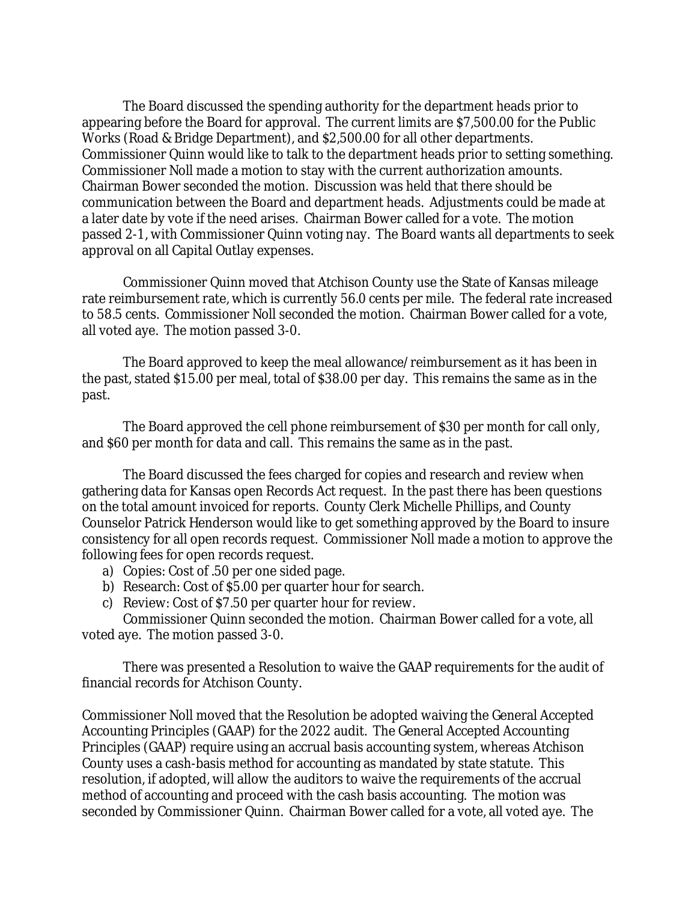The Board discussed the spending authority for the department heads prior to appearing before the Board for approval. The current limits are $7,500.00 for the Public Works (Road & Bridge Department), and $2,500.00 for all other departments. Commissioner Quinn would like to talk to the department heads prior to setting something. Commissioner Noll made a motion to stay with the current authorization amounts. Chairman Bower seconded the motion. Discussion was held that there should be communication between the Board and department heads. Adjustments could be made at a later date by vote if the need arises. Chairman Bower called for a vote. The motion passed 2-1, with Commissioner Quinn voting nay. The Board wants all departments to seek approval on all Capital Outlay expenses.

Commissioner Quinn moved that Atchison County use the State of Kansas mileage rate reimbursement rate, which is currently 56.0 cents per mile. The federal rate increased to 58.5 cents. Commissioner Noll seconded the motion. Chairman Bower called for a vote, all voted aye. The motion passed 3-0.

The Board approved to keep the meal allowance/reimbursement as it has been in the past, stated $15.00 per meal, total of $38.00 per day. This remains the same as in the past.

The Board approved the cell phone reimbursement of $30 per month for call only, and $60 per month for data and call. This remains the same as in the past.

The Board discussed the fees charged for copies and research and review when gathering data for Kansas open Records Act request. In the past there has been questions on the total amount invoiced for reports. County Clerk Michelle Phillips, and County Counselor Patrick Henderson would like to get something approved by the Board to insure consistency for all open records request. Commissioner Noll made a motion to approve the following fees for open records request.

a) Copies: Cost of .50 per one sided page.
b) Research: Cost of $5.00 per quarter hour for search.
c) Review: Cost of $7.50 per quarter hour for review.

Commissioner Quinn seconded the motion. Chairman Bower called for a vote, all voted aye. The motion passed 3-0.

There was presented a Resolution to waive the GAAP requirements for the audit of financial records for Atchison County.

Commissioner Noll moved that the Resolution be adopted waiving the General Accepted Accounting Principles (GAAP) for the 2022 audit. The General Accepted Accounting Principles (GAAP) require using an accrual basis accounting system, whereas Atchison County uses a cash-basis method for accounting as mandated by state statute. This resolution, if adopted, will allow the auditors to waive the requirements of the accrual method of accounting and proceed with the cash basis accounting. The motion was seconded by Commissioner Quinn. Chairman Bower called for a vote, all voted aye. The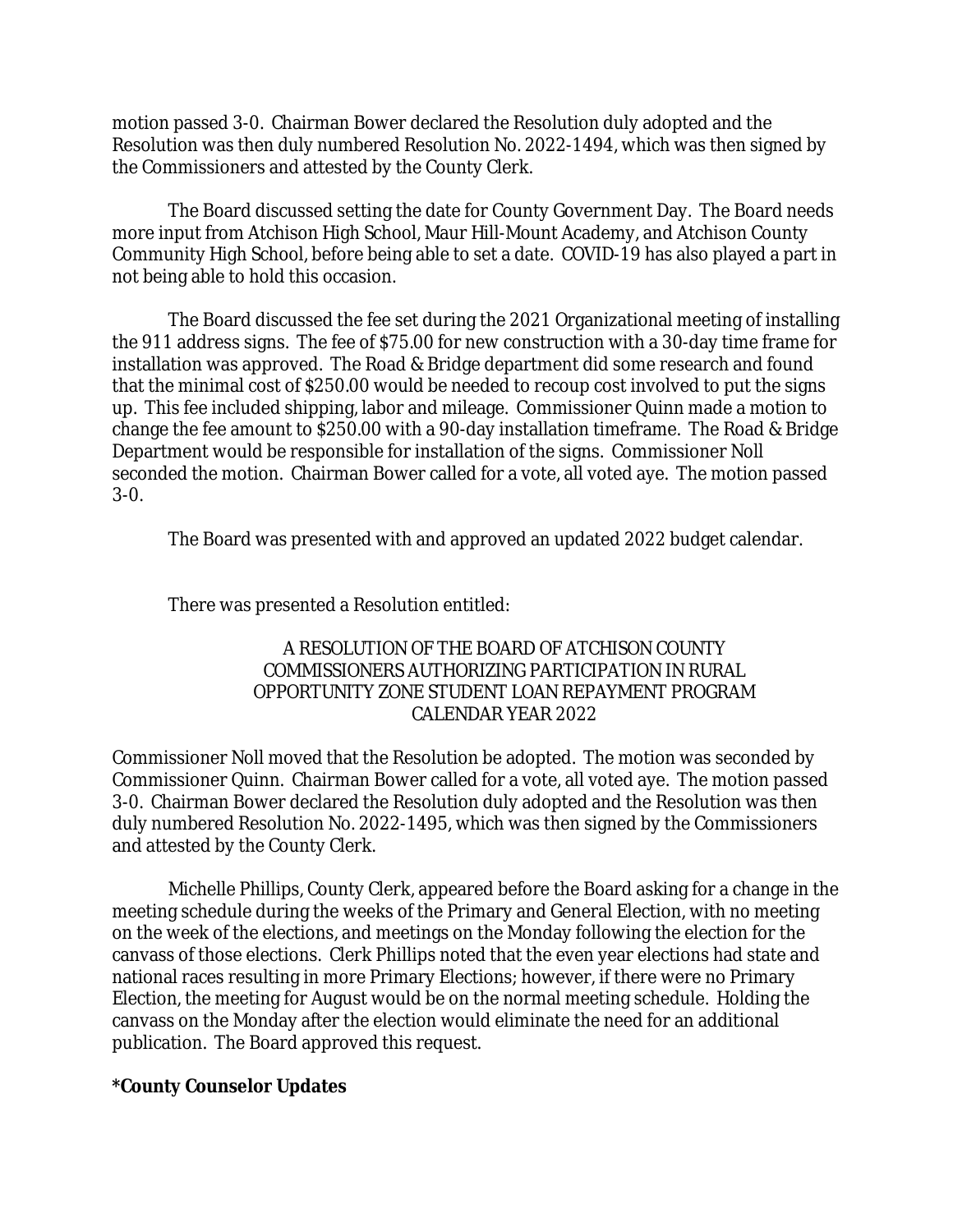motion passed 3-0. Chairman Bower declared the Resolution duly adopted and the Resolution was then duly numbered Resolution No. 2022-1494, which was then signed by the Commissioners and attested by the County Clerk.

The Board discussed setting the date for County Government Day. The Board needs more input from Atchison High School, Maur Hill-Mount Academy, and Atchison County Community High School, before being able to set a date. COVID-19 has also played a part in not being able to hold this occasion.

The Board discussed the fee set during the 2021 Organizational meeting of installing the 911 address signs. The fee of $75.00 for new construction with a 30-day time frame for installation was approved. The Road & Bridge department did some research and found that the minimal cost of $250.00 would be needed to recoup cost involved to put the signs up. This fee included shipping, labor and mileage. Commissioner Quinn made a motion to change the fee amount to $250.00 with a 90-day installation timeframe. The Road & Bridge Department would be responsible for installation of the signs. Commissioner Noll seconded the motion. Chairman Bower called for a vote, all voted aye. The motion passed 3-0.

The Board was presented with and approved an updated 2022 budget calendar.

There was presented a Resolution entitled:

A RESOLUTION OF THE BOARD OF ATCHISON COUNTY COMMISSIONERS AUTHORIZING PARTICIPATION IN RURAL OPPORTUNITY ZONE STUDENT LOAN REPAYMENT PROGRAM CALENDAR YEAR 2022

Commissioner Noll moved that the Resolution be adopted. The motion was seconded by Commissioner Quinn. Chairman Bower called for a vote, all voted aye. The motion passed 3-0. Chairman Bower declared the Resolution duly adopted and the Resolution was then duly numbered Resolution No. 2022-1495, which was then signed by the Commissioners and attested by the County Clerk.

Michelle Phillips, County Clerk, appeared before the Board asking for a change in the meeting schedule during the weeks of the Primary and General Election, with no meeting on the week of the elections, and meetings on the Monday following the election for the canvass of those elections. Clerk Phillips noted that the even year elections had state and national races resulting in more Primary Elections; however, if there were no Primary Election, the meeting for August would be on the normal meeting schedule. Holding the canvass on the Monday after the election would eliminate the need for an additional publication. The Board approved this request.

**\*County Counselor Updates**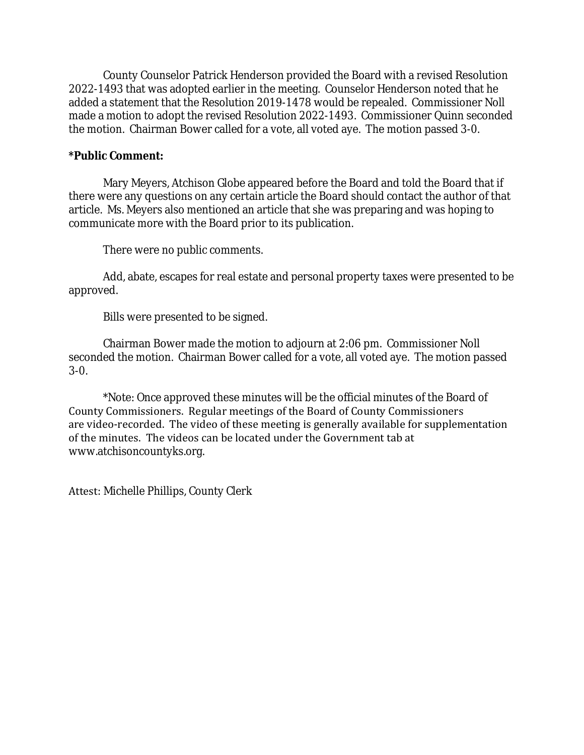County Counselor Patrick Henderson provided the Board with a revised Resolution 2022-1493 that was adopted earlier in the meeting. Counselor Henderson noted that he added a statement that the Resolution 2019-1478 would be repealed. Commissioner Noll made a motion to adopt the revised Resolution 2022-1493. Commissioner Quinn seconded the motion. Chairman Bower called for a vote, all voted aye. The motion passed 3-0.

**\*Public Comment:**

Mary Meyers, Atchison Globe appeared before the Board and told the Board that if there were any questions on any certain article the Board should contact the author of that article. Ms. Meyers also mentioned an article that she was preparing and was hoping to communicate more with the Board prior to its publication.

There were no public comments.

Add, abate, escapes for real estate and personal property taxes were presented to be approved.

Bills were presented to be signed.

Chairman Bower made the motion to adjourn at 2:06 pm. Commissioner Noll seconded the motion. Chairman Bower called for a vote, all voted aye. The motion passed 3-0.

\*Note: Once approved these minutes will be the official minutes of the Board of County Commissioners. Regular meetings of the Board of County Commissioners are video-recorded. The video of these meeting is generally available for supplementation of the minutes. The videos can be located under the Government tab at www.atchisoncountyks.org.

Attest: Michelle Phillips, County Clerk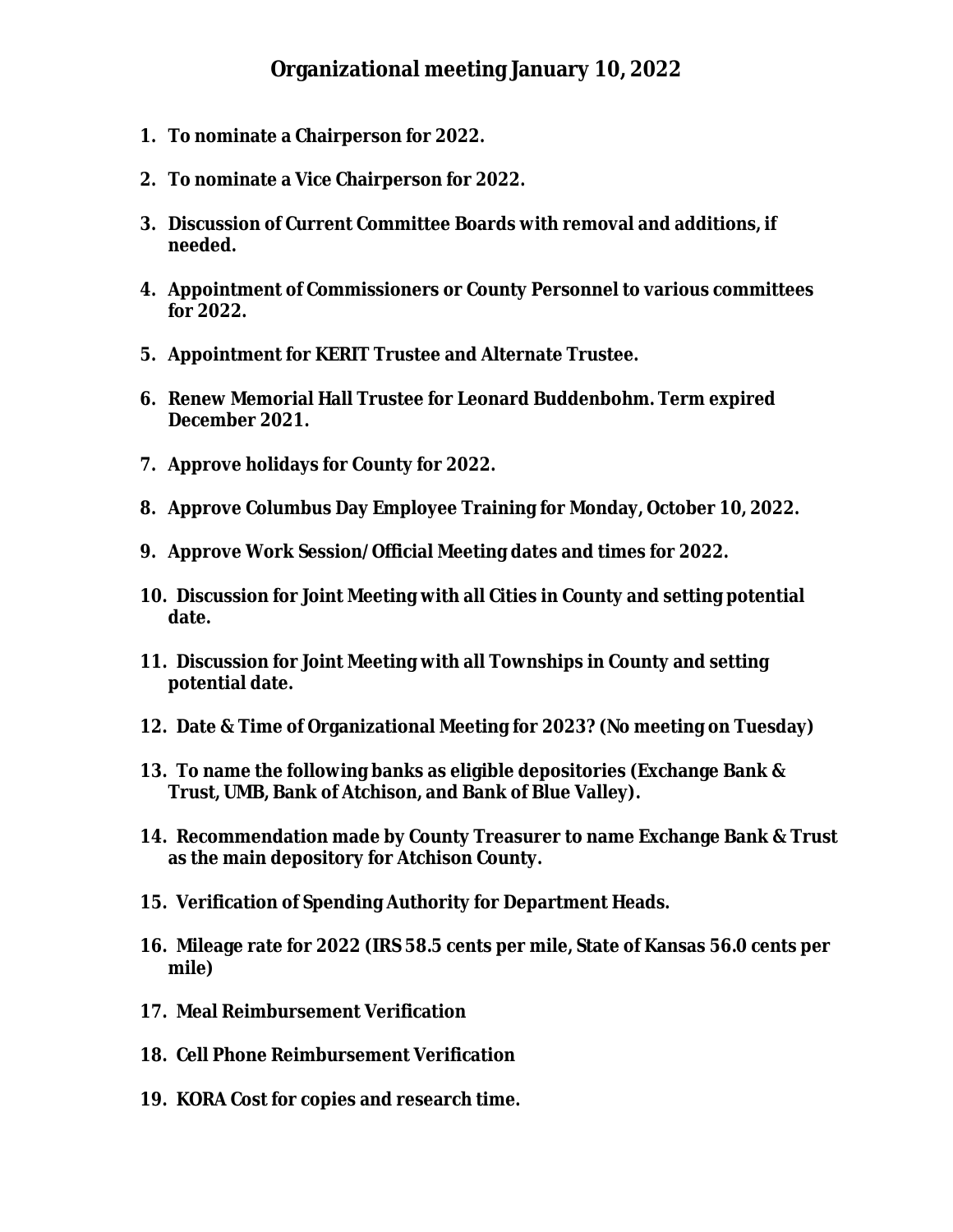# Organizational meeting January 10, 2022

1. **To nominate a Chairperson for 2022.**

2. **To nominate a Vice Chairperson for 2022.**

3. **Discussion of Current Committee Boards with removal and additions, if needed.**

4. **Appointment of Commissioners or County Personnel to various committees for 2022.**

5. **Appointment for KERIT Trustee and Alternate Trustee.**

6. **Renew Memorial Hall Trustee for Leonard Buddenbohm. Term expired December 2021.**

7. **Approve holidays for County for 2022.**

8. **Approve Columbus Day Employee Training for Monday, October 10, 2022.**

9. **Approve Work Session/ Official Meeting dates and times for 2022.**

10. **Discussion for Joint Meeting with all Cities in County and setting potential date.**

11. **Discussion for Joint Meeting with all Townships in County and setting potential date.**

12. **Date & Time of Organizational Meeting for 2023? (No meeting on Tuesday)**

13. **To name the following banks as eligible depositories (Exchange Bank & Trust, UMB, Bank of Atchison, and Bank of Blue Valley).**

14. **Recommendation made by County Treasurer to name Exchange Bank & Trust as the main depository for Atchison County.**

15. **Verification of Spending Authority for Department Heads.**

16. **Mileage rate for 2022 (IRS 58.5 cents per mile, State of Kansas 56.0 cents per mile)**

17. **Meal Reimbursement Verification**

18. **Cell Phone Reimbursement Verification**

19. **KORA Cost for copies and research time.**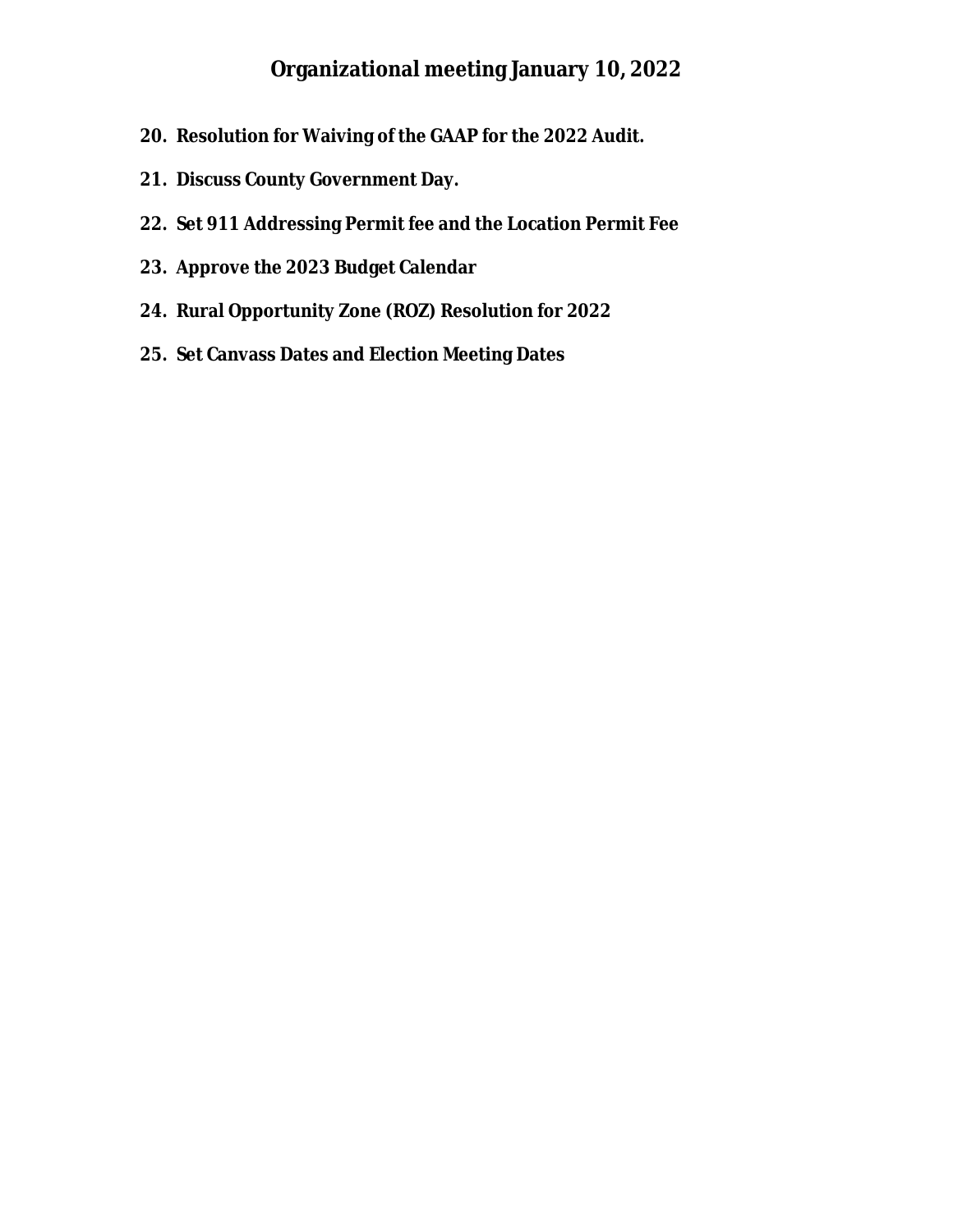# Organizational meeting January 10, 2022

20. **Resolution for Waiving of the GAAP for the 2022 Audit.**
21. **Discuss County Government Day.**
22. **Set 911 Addressing Permit fee and the Location Permit Fee**
23. **Approve the 2023 Budget Calendar**
24. **Rural Opportunity Zone (ROZ) Resolution for 2022**
25. **Set Canvass Dates and Election Meeting Dates**